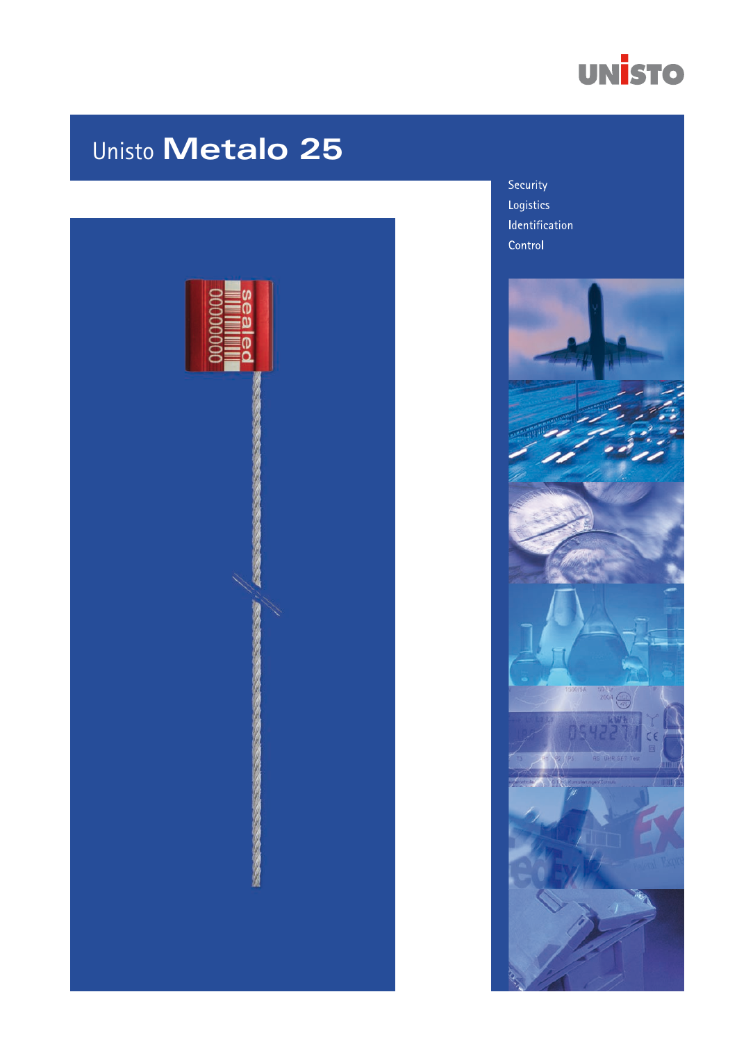UNISTO

# Unisto Metalo 25

Security
Logistics
Identification
Control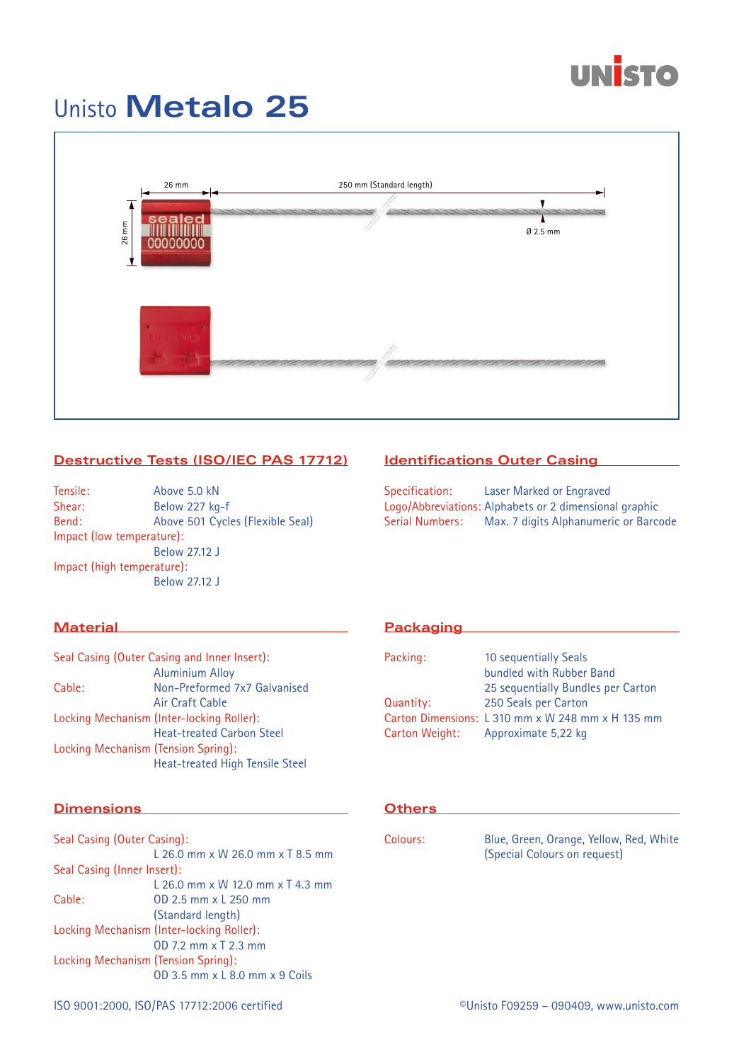UNISTO

# Unisto **Metalo 25**

26 mm

250 mm (Standard length)

26 mm

Ø 2.5 mm

## Destructive Tests (ISO/IEC PAS 17712)

Tensile: Above 5.0 kN
Shear: Below 227 kg-f
Bend: Above 501 Cycles (Flexible Seal)
Impact (low temperature): Below 27.12 J
Impact (high temperature): Below 27.12 J

## Identifications Outer Casing

Specification: Laser Marked or Engraved
Logo/Abbreviations: Alphabets or 2 dimensional graphic
Serial Numbers: Max. 7 digits Alphanumeric or Barcode

## Material

Seal Casing (Outer Casing and Inner Insert): Aluminium Alloy
Cable: Non-Preformed 7x7 Galvanised Air Craft Cable
Locking Mechanism (Inter-locking Roller): Heat-treated Carbon Steel
Locking Mechanism (Tension Spring): Heat-treated High Tensile Steel

## Packaging

Packing: 10 sequentially Seals bundled with Rubber Band
25 sequentially Bundles per Carton
Quantity: 250 Seals per Carton
Carton Dimensions: L 310 mm x W 248 mm x H 135 mm
Carton Weight: Approximate 5,22 kg

## Dimensions

Seal Casing (Outer Casing): L 26.0 mm x W 26.0 mm x T 8.5 mm
Seal Casing (Inner Insert): L 26.0 mm x W 12.0 mm x T 4.3 mm
Cable: OD 2.5 mm x L 250 mm (Standard length)
Locking Mechanism (Inter-locking Roller): OD 7.2 mm x T 2.3 mm
Locking Mechanism (Tension Spring): OD 3.5 mm x L 8.0 mm x 9 Coils

## Others

Colours: Blue, Green, Orange, Yellow, Red, White (Special Colours on request)

ISO 9001:2000, ISO/PAS 17712:2006 certified

©Unisto F09259 – 090409, www.unisto.com